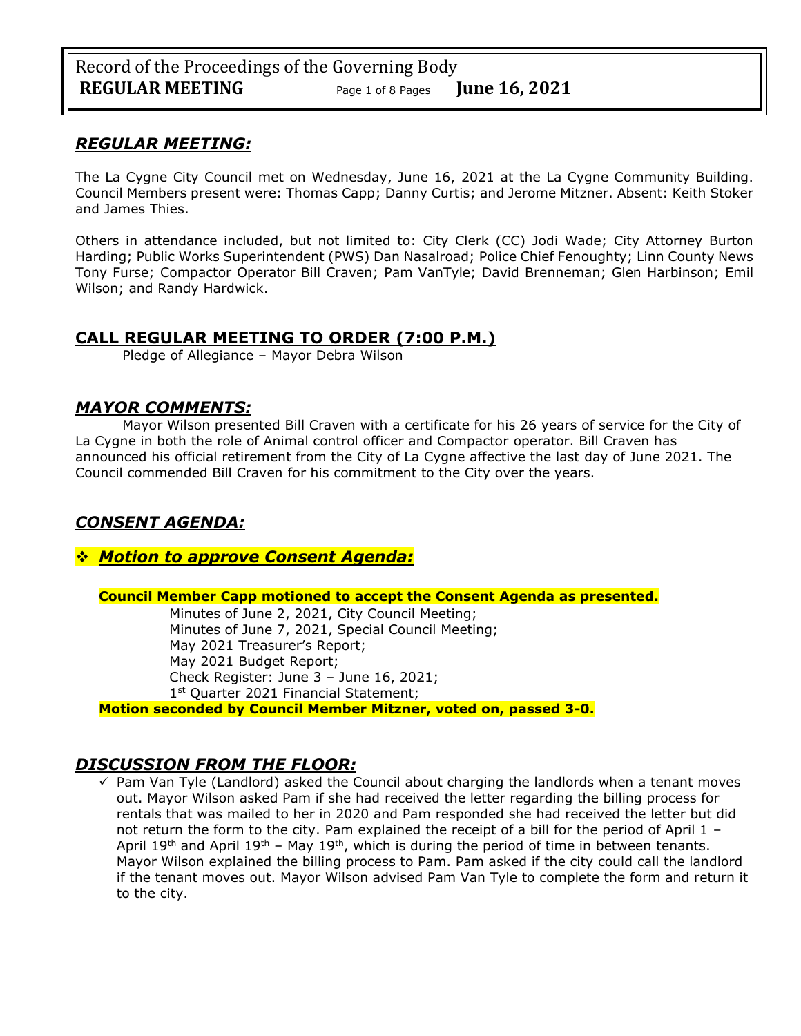## *REGULAR MEETING:*

The La Cygne City Council met on Wednesday, June 16, 2021 at the La Cygne Community Building. Council Members present were: Thomas Capp; Danny Curtis; and Jerome Mitzner. Absent: Keith Stoker and James Thies.

Others in attendance included, but not limited to: City Clerk (CC) Jodi Wade; City Attorney Burton Harding; Public Works Superintendent (PWS) Dan Nasalroad; Police Chief Fenoughty; Linn County News Tony Furse; Compactor Operator Bill Craven; Pam VanTyle; David Brenneman; Glen Harbinson; Emil Wilson; and Randy Hardwick.

## CALL REGULAR MEETING TO ORDER (7:00 P.M.)

Pledge of Allegiance – Mayor Debra Wilson

## *MAYOR COMMENTS:*

Mayor Wilson presented Bill Craven with a certificate for his 26 years of service for the City of La Cygne in both the role of Animal control officer and Compactor operator. Bill Craven has announced his official retirement from the City of La Cygne affective the last day of June 2021. The Council commended Bill Craven for his commitment to the City over the years.

## *CONSENT AGENDA:*

❖ ***Motion to approve Consent Agenda:***

**Council Member Capp motioned to accept the Consent Agenda as presented.**

Minutes of June 2, 2021, City Council Meeting;
Minutes of June 7, 2021, Special Council Meeting;
May 2021 Treasurer's Report;
May 2021 Budget Report;
Check Register: June 3 – June 16, 2021;
1st Quarter 2021 Financial Statement;

**Motion seconded by Council Member Mitzner, voted on, passed 3-0.**

## *DISCUSSION FROM THE FLOOR:*

- ✓ Pam Van Tyle (Landlord) asked the Council about charging the landlords when a tenant moves out. Mayor Wilson asked Pam if she had received the letter regarding the billing process for rentals that was mailed to her in 2020 and Pam responded she had received the letter but did not return the form to the city. Pam explained the receipt of a bill for the period of April 1 – April 19th and April 19th – May 19th, which is during the period of time in between tenants. Mayor Wilson explained the billing process to Pam. Pam asked if the city could call the landlord if the tenant moves out. Mayor Wilson advised Pam Van Tyle to complete the form and return it to the city.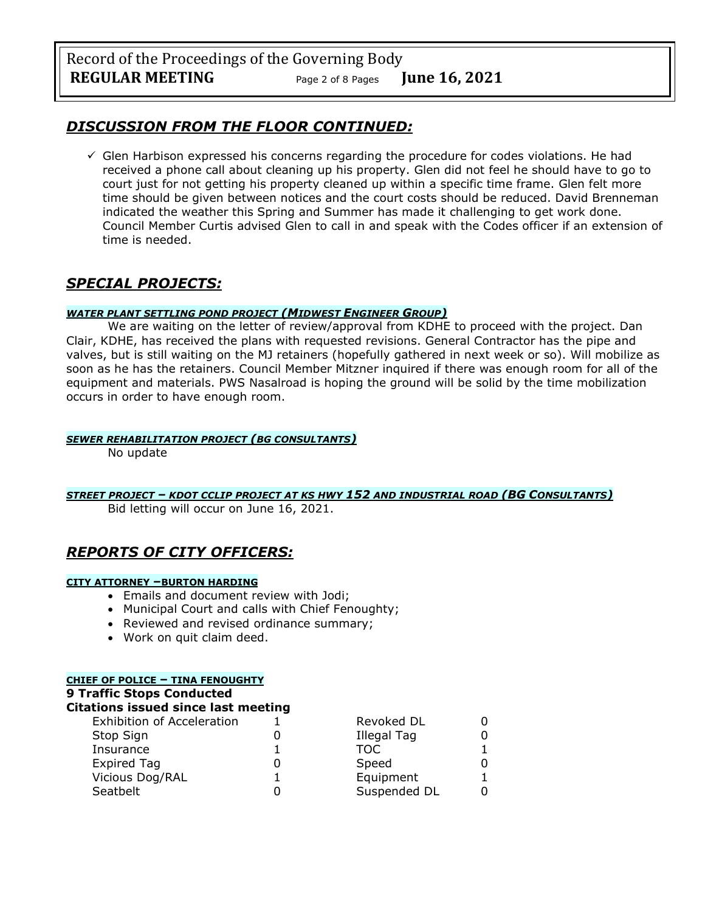## *DISCUSSION FROM THE FLOOR CONTINUED:*

- ✓ Glen Harbison expressed his concerns regarding the procedure for codes violations. He had received a phone call about cleaning up his property. Glen did not feel he should have to go to court just for not getting his property cleaned up within a specific time frame. Glen felt more time should be given between notices and the court costs should be reduced. David Brenneman indicated the weather this Spring and Summer has made it challenging to get work done. Council Member Curtis advised Glen to call in and speak with the Codes officer if an extension of time is needed.

## *SPECIAL PROJECTS:*

#### *WATER PLANT SETTLING POND PROJECT (MIDWEST ENGINEER GROUP)*

We are waiting on the letter of review/approval from KDHE to proceed with the project. Dan Clair, KDHE, has received the plans with requested revisions. General Contractor has the pipe and valves, but is still waiting on the MJ retainers (hopefully gathered in next week or so). Will mobilize as soon as he has the retainers. Council Member Mitzner inquired if there was enough room for all of the equipment and materials. PWS Nasalroad is hoping the ground will be solid by the time mobilization occurs in order to have enough room.

#### *SEWER REHABILITATION PROJECT (BG CONSULTANTS)*

No update

#### *STREET PROJECT – KDOT CCLIP PROJECT AT KS HWY 152 AND INDUSTRIAL ROAD (BG CONSULTANTS)*

Bid letting will occur on June 16, 2021.

## *REPORTS OF CITY OFFICERS:*

#### CITY ATTORNEY –BURTON HARDING

- Emails and document review with Jodi;
- Municipal Court and calls with Chief Fenoughty;
- Reviewed and revised ordinance summary;
- Work on quit claim deed.

#### CHIEF OF POLICE – TINA FENOUGHTY

**9 Traffic Stops Conducted**

**Citations issued since last meeting**

| | | | |
|---|---|---|---|
| Exhibition of Acceleration | 1 | Revoked DL | 0 |
| Stop Sign | 0 | Illegal Tag | 0 |
| Insurance | 1 | TOC | 1 |
| Expired Tag | 0 | Speed | 0 |
| Vicious Dog/RAL | 1 | Equipment | 1 |
| Seatbelt | 0 | Suspended DL | 0 |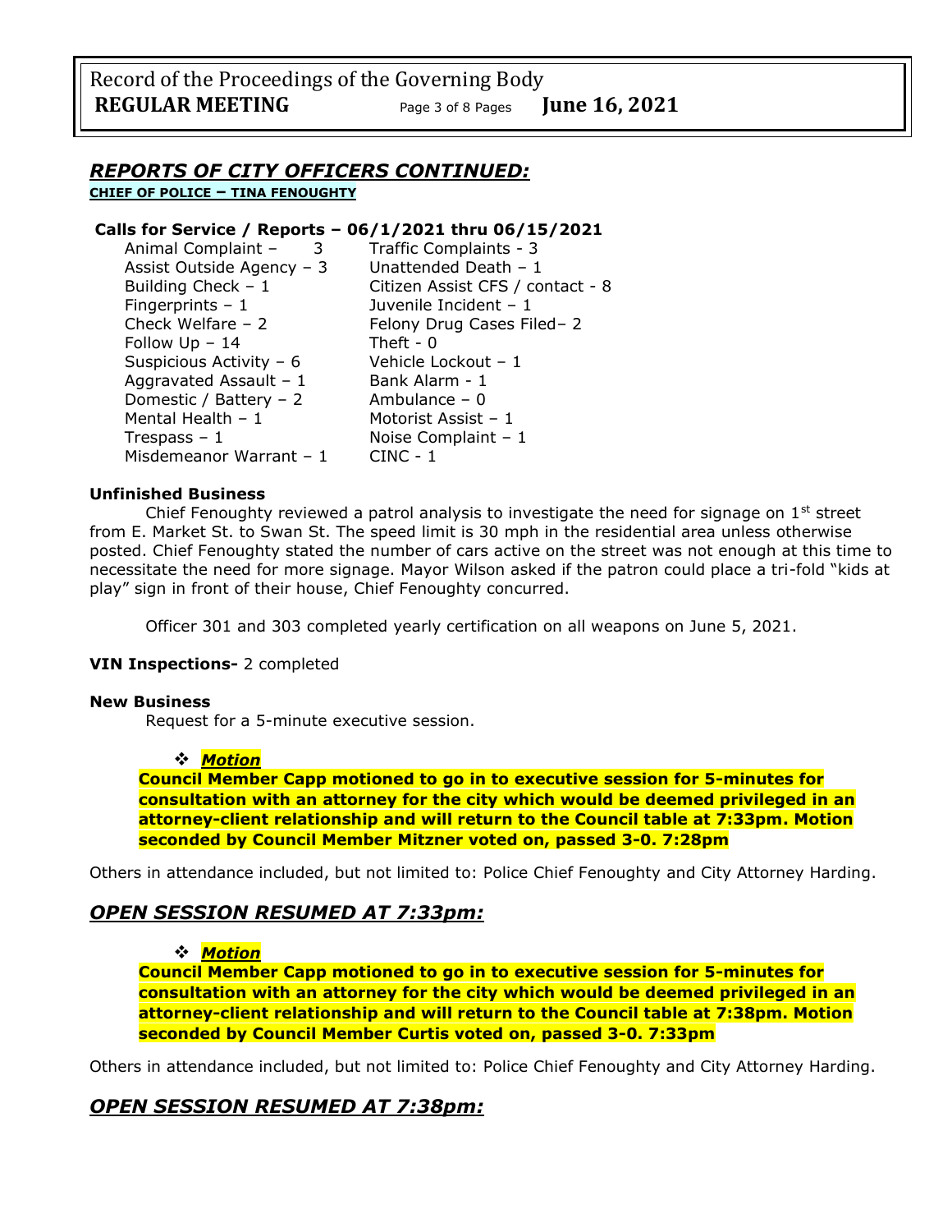## *REPORTS OF CITY OFFICERS CONTINUED:*

**CHIEF OF POLICE – TINA FENOUGHTY**

**Calls for Service / Reports – 06/1/2021 thru 06/15/2021**

| | |
|---|---|
| Animal Complaint – 3 | Traffic Complaints - 3 |
| Assist Outside Agency – 3 | Unattended Death – 1 |
| Building Check – 1 | Citizen Assist CFS / contact - 8 |
| Fingerprints – 1 | Juvenile Incident – 1 |
| Check Welfare – 2 | Felony Drug Cases Filed– 2 |
| Follow Up – 14 | Theft - 0 |
| Suspicious Activity – 6 | Vehicle Lockout – 1 |
| Aggravated Assault – 1 | Bank Alarm - 1 |
| Domestic / Battery – 2 | Ambulance – 0 |
| Mental Health – 1 | Motorist Assist – 1 |
| Trespass – 1 | Noise Complaint – 1 |
| Misdemeanor Warrant – 1 | CINC - 1 |

**Unfinished Business**

Chief Fenoughty reviewed a patrol analysis to investigate the need for signage on 1st street from E. Market St. to Swan St. The speed limit is 30 mph in the residential area unless otherwise posted. Chief Fenoughty stated the number of cars active on the street was not enough at this time to necessitate the need for more signage. Mayor Wilson asked if the patron could place a tri-fold "kids at play" sign in front of their house, Chief Fenoughty concurred.

Officer 301 and 303 completed yearly certification on all weapons on June 5, 2021.

**VIN Inspections-** 2 completed

**New Business**

Request for a 5-minute executive session.

- ***Motion***

**Council Member Capp motioned to go in to executive session for 5-minutes for consultation with an attorney for the city which would be deemed privileged in an attorney-client relationship and will return to the Council table at 7:33pm. Motion seconded by Council Member Mitzner voted on, passed 3-0. 7:28pm**

Others in attendance included, but not limited to: Police Chief Fenoughty and City Attorney Harding.

## *OPEN SESSION RESUMED AT 7:33pm:*

- ***Motion***

**Council Member Capp motioned to go in to executive session for 5-minutes for consultation with an attorney for the city which would be deemed privileged in an attorney-client relationship and will return to the Council table at 7:38pm. Motion seconded by Council Member Curtis voted on, passed 3-0. 7:33pm**

Others in attendance included, but not limited to: Police Chief Fenoughty and City Attorney Harding.

## *OPEN SESSION RESUMED AT 7:38pm:*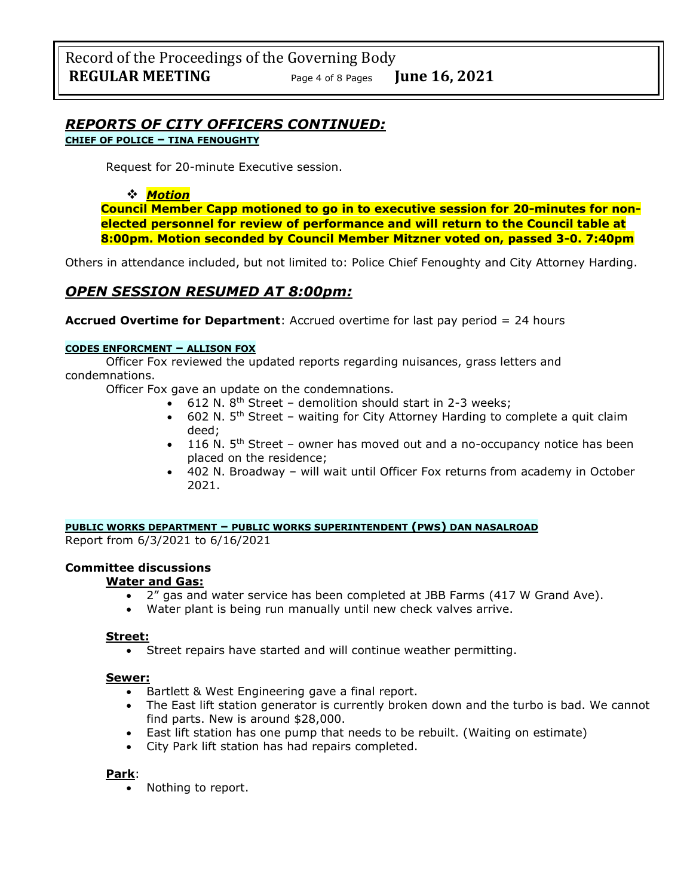## *REPORTS OF CITY OFFICERS CONTINUED:*

**CHIEF OF POLICE – TINA FENOUGHTY**

Request for 20-minute Executive session.

- ***Motion***

**Council Member Capp motioned to go in to executive session for 20-minutes for non-elected personnel for review of performance and will return to the Council table at 8:00pm. Motion seconded by Council Member Mitzner voted on, passed 3-0. 7:40pm**

Others in attendance included, but not limited to: Police Chief Fenoughty and City Attorney Harding.

## *OPEN SESSION RESUMED AT 8:00pm:*

**Accrued Overtime for Department**: Accrued overtime for last pay period = 24 hours

**CODES ENFORCMENT – ALLISON FOX**

Officer Fox reviewed the updated reports regarding nuisances, grass letters and condemnations.

Officer Fox gave an update on the condemnations.

- 612 N. 8th Street – demolition should start in 2-3 weeks;
- 602 N. 5th Street – waiting for City Attorney Harding to complete a quit claim deed;
- 116 N. 5th Street – owner has moved out and a no-occupancy notice has been placed on the residence;
- 402 N. Broadway – will wait until Officer Fox returns from academy in October 2021.

**PUBLIC WORKS DEPARTMENT – PUBLIC WORKS SUPERINTENDENT (PWS) DAN NASALROAD**

Report from 6/3/2021 to 6/16/2021

**Committee discussions**

**Water and Gas:**

- 2" gas and water service has been completed at JBB Farms (417 W Grand Ave).
- Water plant is being run manually until new check valves arrive.

**Street:**

- Street repairs have started and will continue weather permitting.

**Sewer:**

- Bartlett & West Engineering gave a final report.
- The East lift station generator is currently broken down and the turbo is bad. We cannot find parts. New is around $28,000.
- East lift station has one pump that needs to be rebuilt. (Waiting on estimate)
- City Park lift station has had repairs completed.

**Park**:

- Nothing to report.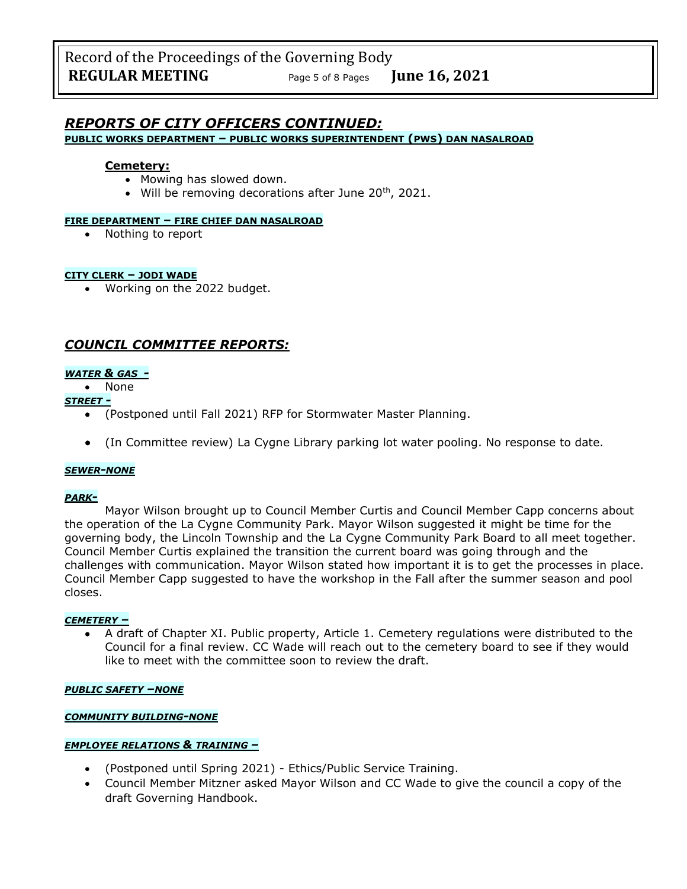## *REPORTS OF CITY OFFICERS CONTINUED:*

**PUBLIC WORKS DEPARTMENT – PUBLIC WORKS SUPERINTENDENT (PWS) DAN NASALROAD**

**Cemetery:**

- Mowing has slowed down.
- Will be removing decorations after June 20th, 2021.

**FIRE DEPARTMENT – FIRE CHIEF DAN NASALROAD**

- Nothing to report

**CITY CLERK – JODI WADE**

- Working on the 2022 budget.

## *COUNCIL COMMITTEE REPORTS:*

***WATER & GAS -***

- None

***STREET -***

- (Postponed until Fall 2021) RFP for Stormwater Master Planning.
- (In Committee review) La Cygne Library parking lot water pooling. No response to date.

***SEWER-NONE***

***PARK-***

Mayor Wilson brought up to Council Member Curtis and Council Member Capp concerns about the operation of the La Cygne Community Park. Mayor Wilson suggested it might be time for the governing body, the Lincoln Township and the La Cygne Community Park Board to all meet together. Council Member Curtis explained the transition the current board was going through and the challenges with communication. Mayor Wilson stated how important it is to get the processes in place. Council Member Capp suggested to have the workshop in the Fall after the summer season and pool closes.

***CEMETERY –***

- A draft of Chapter XI. Public property, Article 1. Cemetery regulations were distributed to the Council for a final review. CC Wade will reach out to the cemetery board to see if they would like to meet with the committee soon to review the draft.

***PUBLIC SAFETY –NONE***

***COMMUNITY BUILDING-NONE***

***EMPLOYEE RELATIONS & TRAINING –***

- (Postponed until Spring 2021) - Ethics/Public Service Training.
- Council Member Mitzner asked Mayor Wilson and CC Wade to give the council a copy of the draft Governing Handbook.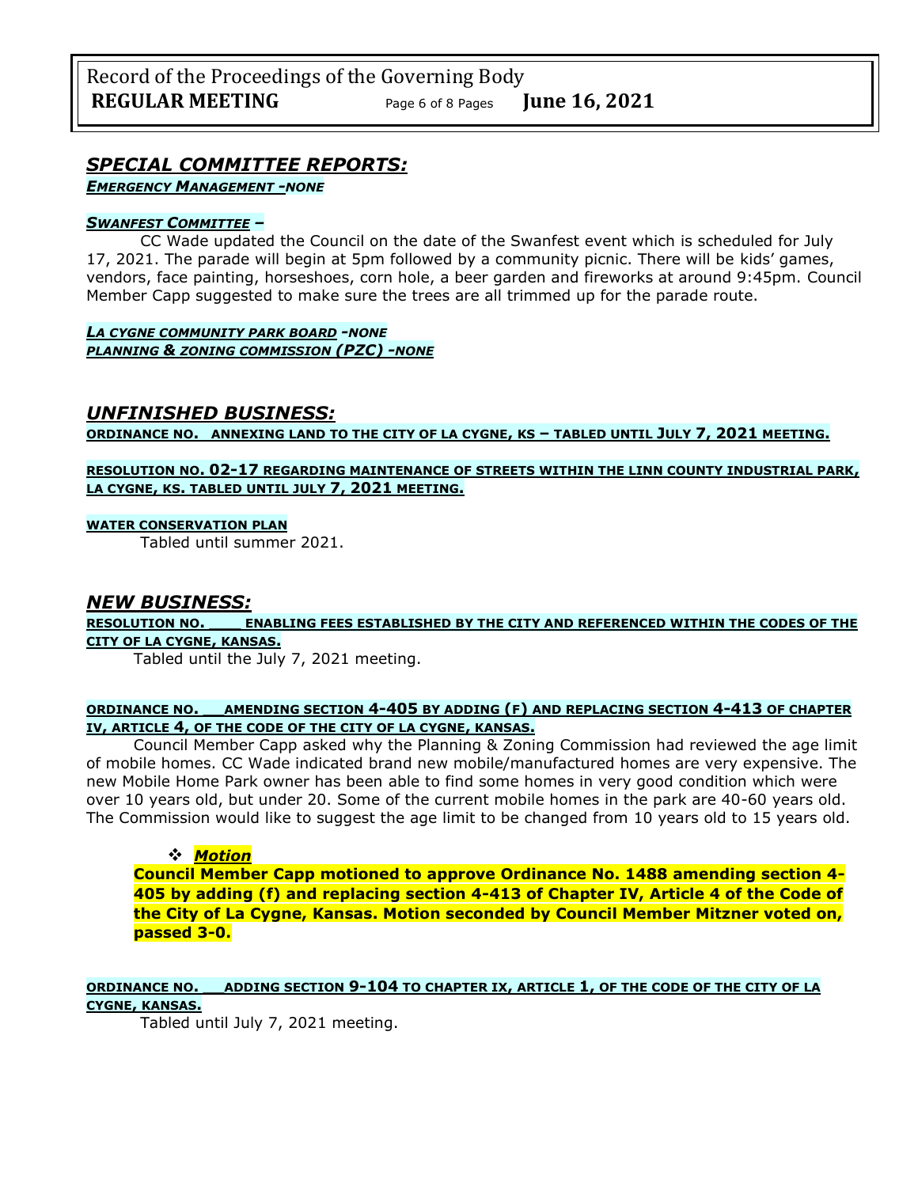## *SPECIAL COMMITTEE REPORTS:*

***EMERGENCY MANAGEMENT -NONE***

***SWANFEST COMMITTEE –***

CC Wade updated the Council on the date of the Swanfest event which is scheduled for July 17, 2021. The parade will begin at 5pm followed by a community picnic. There will be kids' games, vendors, face painting, horseshoes, corn hole, a beer garden and fireworks at around 9:45pm. Council Member Capp suggested to make sure the trees are all trimmed up for the parade route.

***LA CYGNE COMMUNITY PARK BOARD -NONE***

***PLANNING & ZONING COMMISSION (PZC) -NONE***

## *UNFINISHED BUSINESS:*

**ORDINANCE NO. ANNEXING LAND TO THE CITY OF LA CYGNE, KS – TABLED UNTIL JULY 7, 2021 MEETING.**

**RESOLUTION NO. 02-17 REGARDING MAINTENANCE OF STREETS WITHIN THE LINN COUNTY INDUSTRIAL PARK, LA CYGNE, KS. TABLED UNTIL JULY 7, 2021 MEETING.**

**WATER CONSERVATION PLAN**

Tabled until summer 2021.

## *NEW BUSINESS:*

**RESOLUTION NO. \_\_\_\_ ENABLING FEES ESTABLISHED BY THE CITY AND REFERENCED WITHIN THE CODES OF THE CITY OF LA CYGNE, KANSAS.**

Tabled until the July 7, 2021 meeting.

**ORDINANCE NO. \_\_AMENDING SECTION 4-405 BY ADDING (F) AND REPLACING SECTION 4-413 OF CHAPTER IV, ARTICLE 4, OF THE CODE OF THE CITY OF LA CYGNE, KANSAS.**

Council Member Capp asked why the Planning & Zoning Commission had reviewed the age limit of mobile homes. CC Wade indicated brand new mobile/manufactured homes are very expensive. The new Mobile Home Park owner has been able to find some homes in very good condition which were over 10 years old, but under 20. Some of the current mobile homes in the park are 40-60 years old. The Commission would like to suggest the age limit to be changed from 10 years old to 15 years old.

- ***Motion***

**Council Member Capp motioned to approve Ordinance No. 1488 amending section 4-405 by adding (f) and replacing section 4-413 of Chapter IV, Article 4 of the Code of the City of La Cygne, Kansas. Motion seconded by Council Member Mitzner voted on, passed 3-0.**

**ORDINANCE NO. \_\_ADDING SECTION 9-104 TO CHAPTER IX, ARTICLE 1, OF THE CODE OF THE CITY OF LA CYGNE, KANSAS.**

Tabled until July 7, 2021 meeting.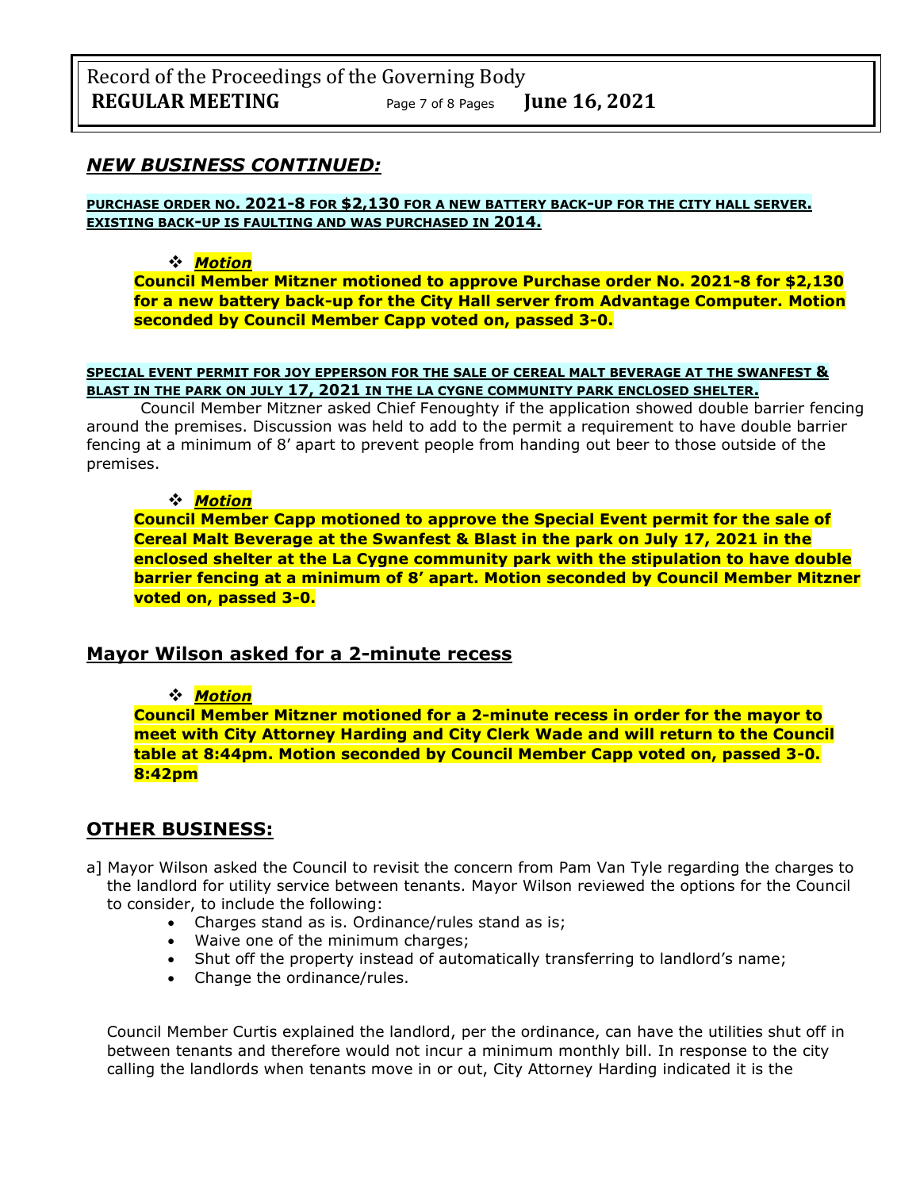## *NEW BUSINESS CONTINUED:*

**PURCHASE ORDER NO. 2021-8 FOR $2,130 FOR A NEW BATTERY BACK-UP FOR THE CITY HALL SERVER. EXISTING BACK-UP IS FAULTING AND WAS PURCHASED IN 2014.**

❖ ***Motion***

**Council Member Mitzner motioned to approve Purchase order No. 2021-8 for $2,130 for a new battery back-up for the City Hall server from Advantage Computer. Motion seconded by Council Member Capp voted on, passed 3-0.**

**SPECIAL EVENT PERMIT FOR JOY EPPERSON FOR THE SALE OF CEREAL MALT BEVERAGE AT THE SWANFEST & BLAST IN THE PARK ON JULY 17, 2021 IN THE LA CYGNE COMMUNITY PARK ENCLOSED SHELTER.**

Council Member Mitzner asked Chief Fenoughty if the application showed double barrier fencing around the premises. Discussion was held to add to the permit a requirement to have double barrier fencing at a minimum of 8' apart to prevent people from handing out beer to those outside of the premises.

❖ ***Motion***

**Council Member Capp motioned to approve the Special Event permit for the sale of Cereal Malt Beverage at the Swanfest & Blast in the park on July 17, 2021 in the enclosed shelter at the La Cygne community park with the stipulation to have double barrier fencing at a minimum of 8' apart. Motion seconded by Council Member Mitzner voted on, passed 3-0.**

## Mayor Wilson asked for a 2-minute recess

❖ ***Motion***

**Council Member Mitzner motioned for a 2-minute recess in order for the mayor to meet with City Attorney Harding and City Clerk Wade and will return to the Council table at 8:44pm. Motion seconded by Council Member Capp voted on, passed 3-0. 8:42pm**

## OTHER BUSINESS:

a] Mayor Wilson asked the Council to revisit the concern from Pam Van Tyle regarding the charges to the landlord for utility service between tenants. Mayor Wilson reviewed the options for the Council to consider, to include the following:

- Charges stand as is. Ordinance/rules stand as is;
- Waive one of the minimum charges;
- Shut off the property instead of automatically transferring to landlord's name;
- Change the ordinance/rules.

Council Member Curtis explained the landlord, per the ordinance, can have the utilities shut off in between tenants and therefore would not incur a minimum monthly bill. In response to the city calling the landlords when tenants move in or out, City Attorney Harding indicated it is the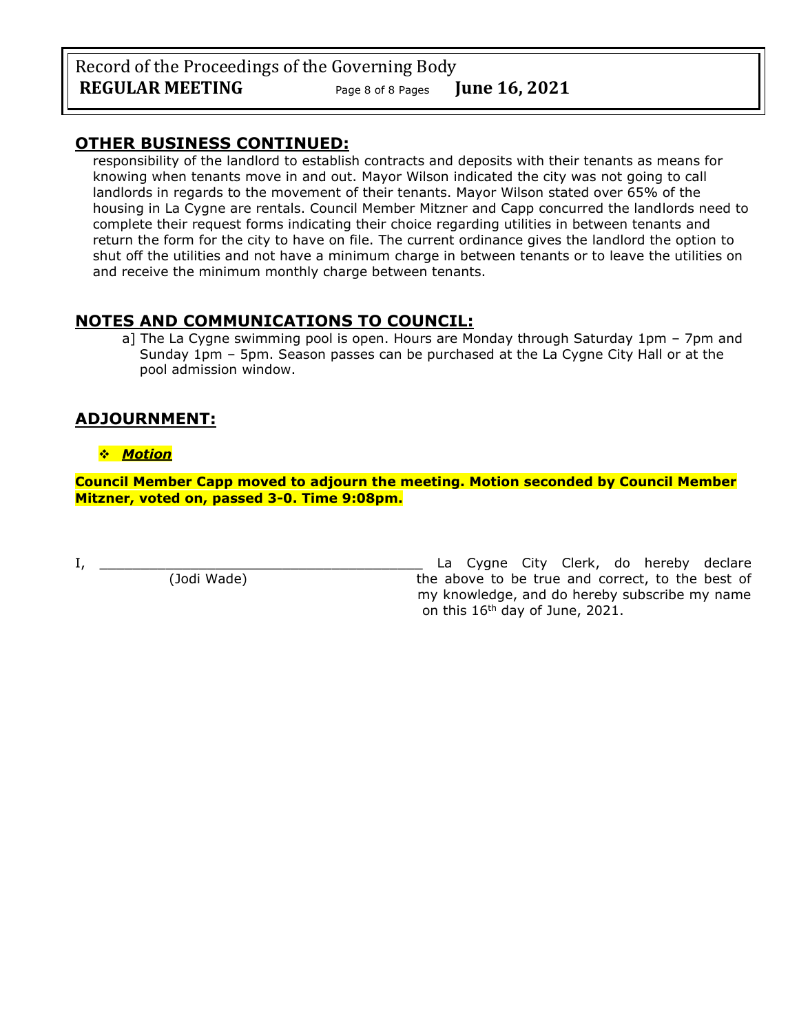## OTHER BUSINESS CONTINUED:

responsibility of the landlord to establish contracts and deposits with their tenants as means for knowing when tenants move in and out. Mayor Wilson indicated the city was not going to call landlords in regards to the movement of their tenants. Mayor Wilson stated over 65% of the housing in La Cygne are rentals. Council Member Mitzner and Capp concurred the landlords need to complete their request forms indicating their choice regarding utilities in between tenants and return the form for the city to have on file. The current ordinance gives the landlord the option to shut off the utilities and not have a minimum charge in between tenants or to leave the utilities on and receive the minimum monthly charge between tenants.

## NOTES AND COMMUNICATIONS TO COUNCIL:

a] The La Cygne swimming pool is open. Hours are Monday through Saturday 1pm – 7pm and Sunday 1pm – 5pm. Season passes can be purchased at the La Cygne City Hall or at the pool admission window.

## ADJOURNMENT:

- ***Motion***

**Council Member Capp moved to adjourn the meeting. Motion seconded by Council Member Mitzner, voted on, passed 3-0. Time 9:08pm.**

I, ________________________________________ La Cygne City Clerk, do hereby declare the above to be true and correct, to the best of my knowledge, and do hereby subscribe my name on this 16th day of June, 2021.

(Jodi Wade)